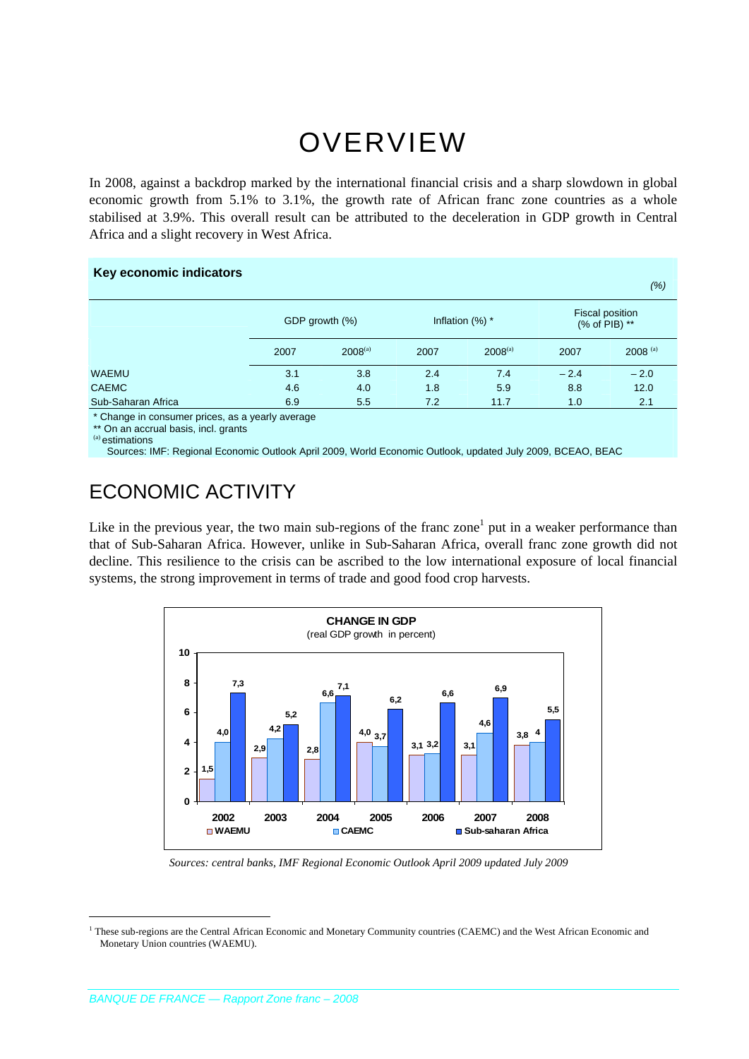# OVERVIEW

In 2008, against a backdrop marked by the international financial crisis and a sharp slowdown in global economic growth from 5.1% to 3.1%, the growth rate of African franc zone countries as a whole stabilised at 3.9%. This overall result can be attributed to the deceleration in GDP growth in Central Africa and a slight recovery in West Africa.

**Key economic indicators**

*(%)*

| | GDP growth (%) | | Inflation (%) * | | Fiscal position (% of PIB) ** | |
|---|---|---|---|---|---|---|
| | 2007 | 2008[(a)] | 2007 | 2008[(a)] | 2007 | 2008 [(a)] |
| WAEMU | 3.1 | 3.8 | 2.4 | 7.4 | – 2.4 | – 2.0 |
| CAEMC | 4.6 | 4.0 | 1.8 | 5.9 | 8.8 | 12.0 |
| Sub-Saharan Africa | 6.9 | 5.5 | 7.2 | 11.7 | 1.0 | 2.1 |

\* Change in consumer prices, as a yearly average
\*\* On an accrual basis, incl. grants
[(a)] estimations
Sources: IMF: Regional Economic Outlook April 2009, World Economic Outlook, updated July 2009, BCEAO, BEAC

## ECONOMIC ACTIVITY

Like in the previous year, the two main sub-regions of the franc zone[1] put in a weaker performance than that of Sub-Saharan Africa. However, unlike in Sub-Saharan Africa, overall franc zone growth did not decline. This resilience to the crisis can be ascribed to the low international exposure of local financial systems, the strong improvement in terms of trade and good food crop harvests.

**CHANGE IN GDP**
(real GDP growth in percent)

| | WAEMU | CAEMC | Sub-saharan Africa |
|---|---|---|---|
| 2002 | 1,5 | 4,0 | 7,3 |
| 2003 | 2,9 | 4,2 | 5,2 |
| 2004 | 2,8 | 6,6 | 7,1 |
| 2005 | 4,0 | 3,7 | 6,2 |
| 2006 | 3,1 | 3,2 | 6,6 |
| 2007 | 3,1 | 4,6 | 6,9 |
| 2008 | 3,8 | 4 | 5,5 |

*Sources: central banks, IMF Regional Economic Outlook April 2009 updated July 2009*

[1] These sub-regions are the Central African Economic and Monetary Community countries (CAEMC) and the West African Economic and Monetary Union countries (WAEMU).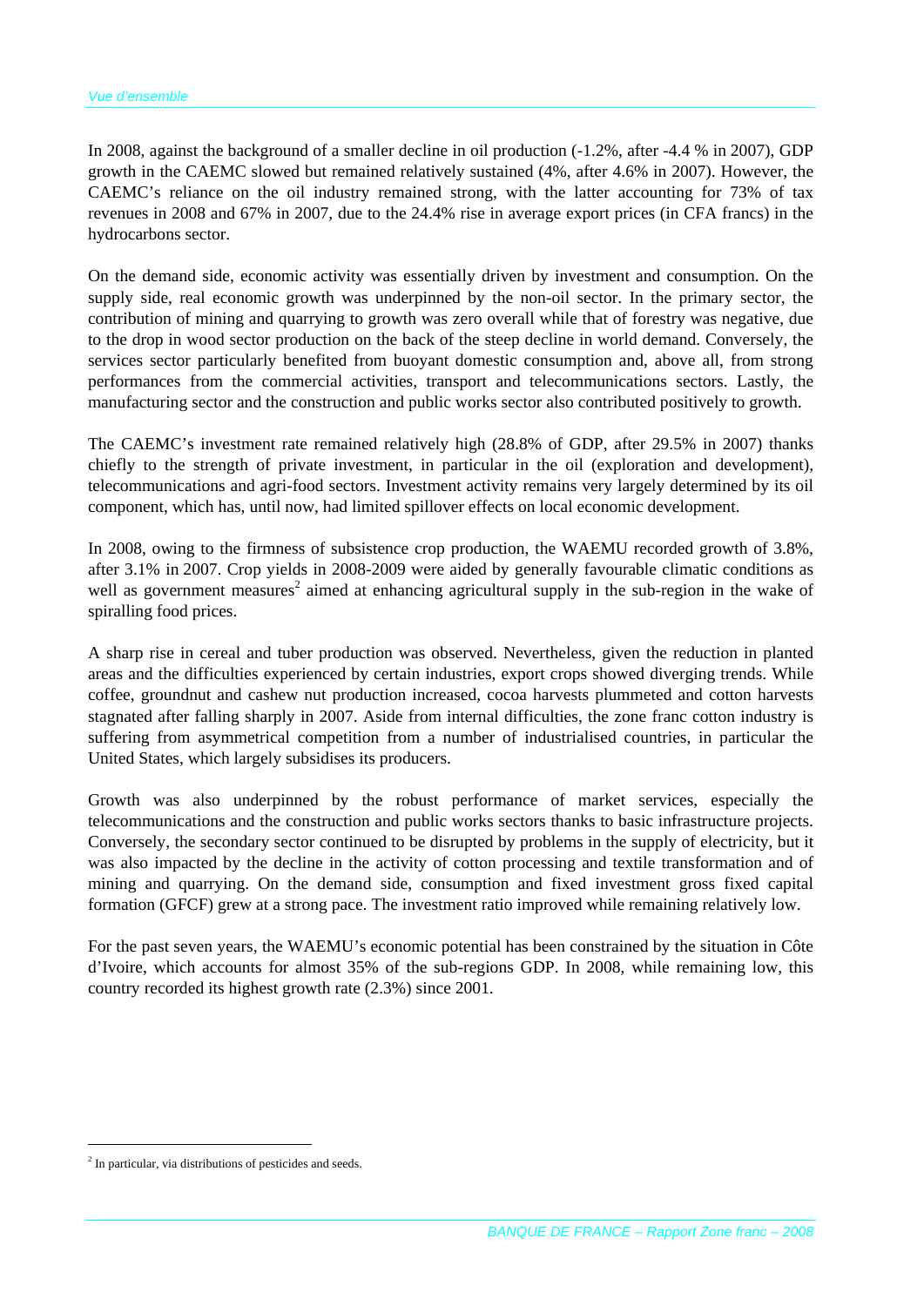In 2008, against the background of a smaller decline in oil production (-1.2%, after -4.4 % in 2007), GDP growth in the CAEMC slowed but remained relatively sustained (4%, after 4.6% in 2007). However, the CAEMC's reliance on the oil industry remained strong, with the latter accounting for 73% of tax revenues in 2008 and 67% in 2007, due to the 24.4% rise in average export prices (in CFA francs) in the hydrocarbons sector.

On the demand side, economic activity was essentially driven by investment and consumption. On the supply side, real economic growth was underpinned by the non-oil sector. In the primary sector, the contribution of mining and quarrying to growth was zero overall while that of forestry was negative, due to the drop in wood sector production on the back of the steep decline in world demand. Conversely, the services sector particularly benefited from buoyant domestic consumption and, above all, from strong performances from the commercial activities, transport and telecommunications sectors. Lastly, the manufacturing sector and the construction and public works sector also contributed positively to growth.

The CAEMC's investment rate remained relatively high (28.8% of GDP, after 29.5% in 2007) thanks chiefly to the strength of private investment, in particular in the oil (exploration and development), telecommunications and agri-food sectors. Investment activity remains very largely determined by its oil component, which has, until now, had limited spillover effects on local economic development.

In 2008, owing to the firmness of subsistence crop production, the WAEMU recorded growth of 3.8%, after 3.1% in 2007. Crop yields in 2008-2009 were aided by generally favourable climatic conditions as well as government measures[2] aimed at enhancing agricultural supply in the sub-region in the wake of spiralling food prices.

A sharp rise in cereal and tuber production was observed. Nevertheless, given the reduction in planted areas and the difficulties experienced by certain industries, export crops showed diverging trends. While coffee, groundnut and cashew nut production increased, cocoa harvests plummeted and cotton harvests stagnated after falling sharply in 2007. Aside from internal difficulties, the zone franc cotton industry is suffering from asymmetrical competition from a number of industrialised countries, in particular the United States, which largely subsidises its producers.

Growth was also underpinned by the robust performance of market services, especially the telecommunications and the construction and public works sectors thanks to basic infrastructure projects. Conversely, the secondary sector continued to be disrupted by problems in the supply of electricity, but it was also impacted by the decline in the activity of cotton processing and textile transformation and of mining and quarrying. On the demand side, consumption and fixed investment gross fixed capital formation (GFCF) grew at a strong pace. The investment ratio improved while remaining relatively low.

For the past seven years, the WAEMU's economic potential has been constrained by the situation in Côte d'Ivoire, which accounts for almost 35% of the sub-regions GDP. In 2008, while remaining low, this country recorded its highest growth rate (2.3%) since 2001.

[2] In particular, via distributions of pesticides and seeds.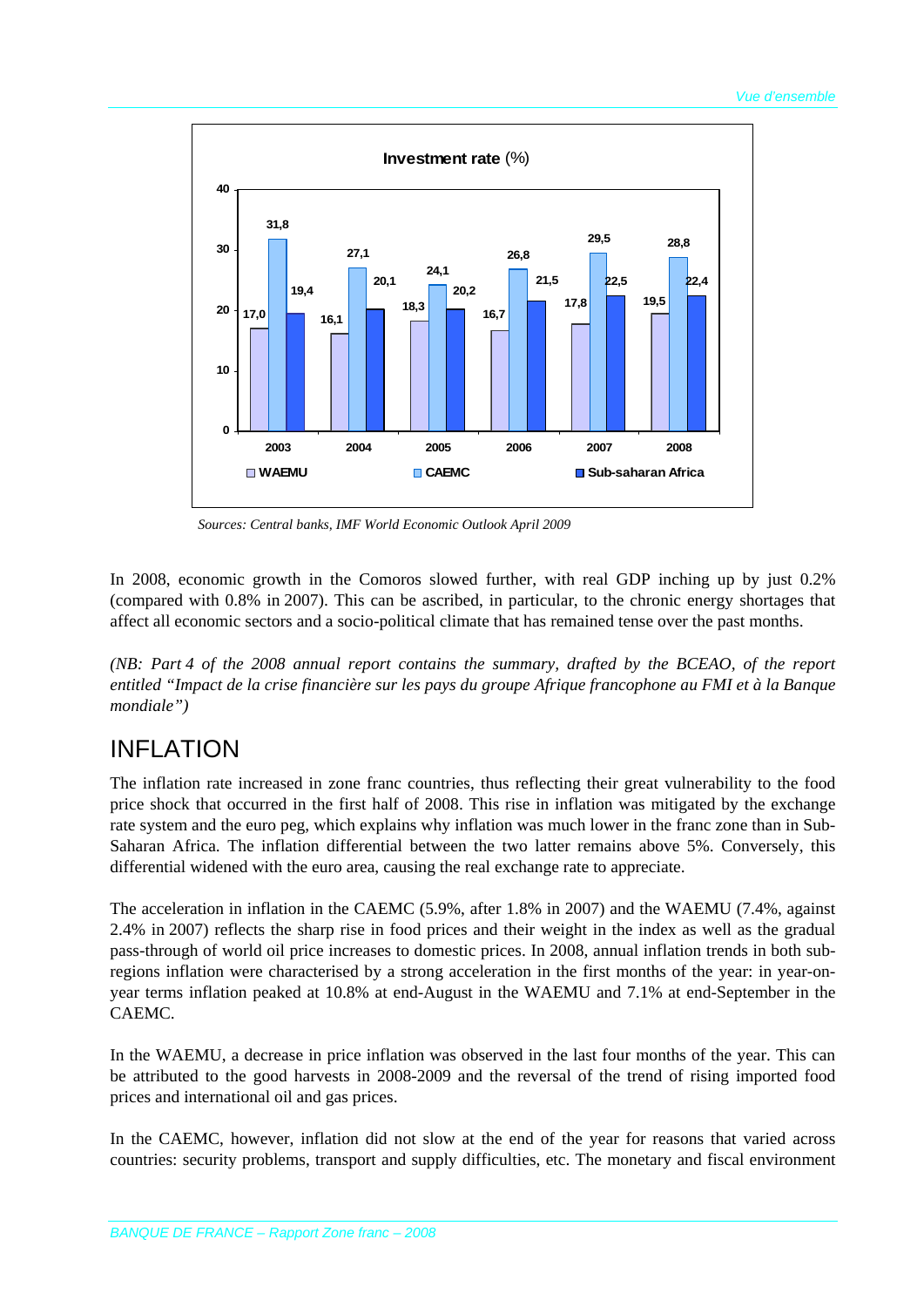**Investment rate** (%)

| | 2003 | 2004 | 2005 | 2006 | 2007 | 2008 |
|---|---|---|---|---|---|---|
| WAEMU | 17,0 | 16,1 | 18,3 | 16,7 | 17,8 | 19,5 |
| CAEMC | 31,8 | 27,1 | 24,1 | 26,8 | 29,5 | 28,8 |
| Sub-saharan Africa | 19,4 | 20,1 | 20,2 | 21,5 | 22,5 | 22,4 |

*Sources: Central banks, IMF World Economic Outlook April 2009*

In 2008, economic growth in the Comoros slowed further, with real GDP inching up by just 0.2% (compared with 0.8% in 2007). This can be ascribed, in particular, to the chronic energy shortages that affect all economic sectors and a socio-political climate that has remained tense over the past months.

*(NB: Part 4 of the 2008 annual report contains the summary, drafted by the BCEAO, of the report entitled "Impact de la crise financière sur les pays du groupe Afrique francophone au FMI et à la Banque mondiale")*

# INFLATION

The inflation rate increased in zone franc countries, thus reflecting their great vulnerability to the food price shock that occurred in the first half of 2008. This rise in inflation was mitigated by the exchange rate system and the euro peg, which explains why inflation was much lower in the franc zone than in Sub-Saharan Africa. The inflation differential between the two latter remains above 5%. Conversely, this differential widened with the euro area, causing the real exchange rate to appreciate.

The acceleration in inflation in the CAEMC (5.9%, after 1.8% in 2007) and the WAEMU (7.4%, against 2.4% in 2007) reflects the sharp rise in food prices and their weight in the index as well as the gradual pass-through of world oil price increases to domestic prices. In 2008, annual inflation trends in both sub-regions inflation were characterised by a strong acceleration in the first months of the year: in year-on-year terms inflation peaked at 10.8% at end-August in the WAEMU and 7.1% at end-September in the CAEMC.

In the WAEMU, a decrease in price inflation was observed in the last four months of the year. This can be attributed to the good harvests in 2008-2009 and the reversal of the trend of rising imported food prices and international oil and gas prices.

In the CAEMC, however, inflation did not slow at the end of the year for reasons that varied across countries: security problems, transport and supply difficulties, etc. The monetary and fiscal environment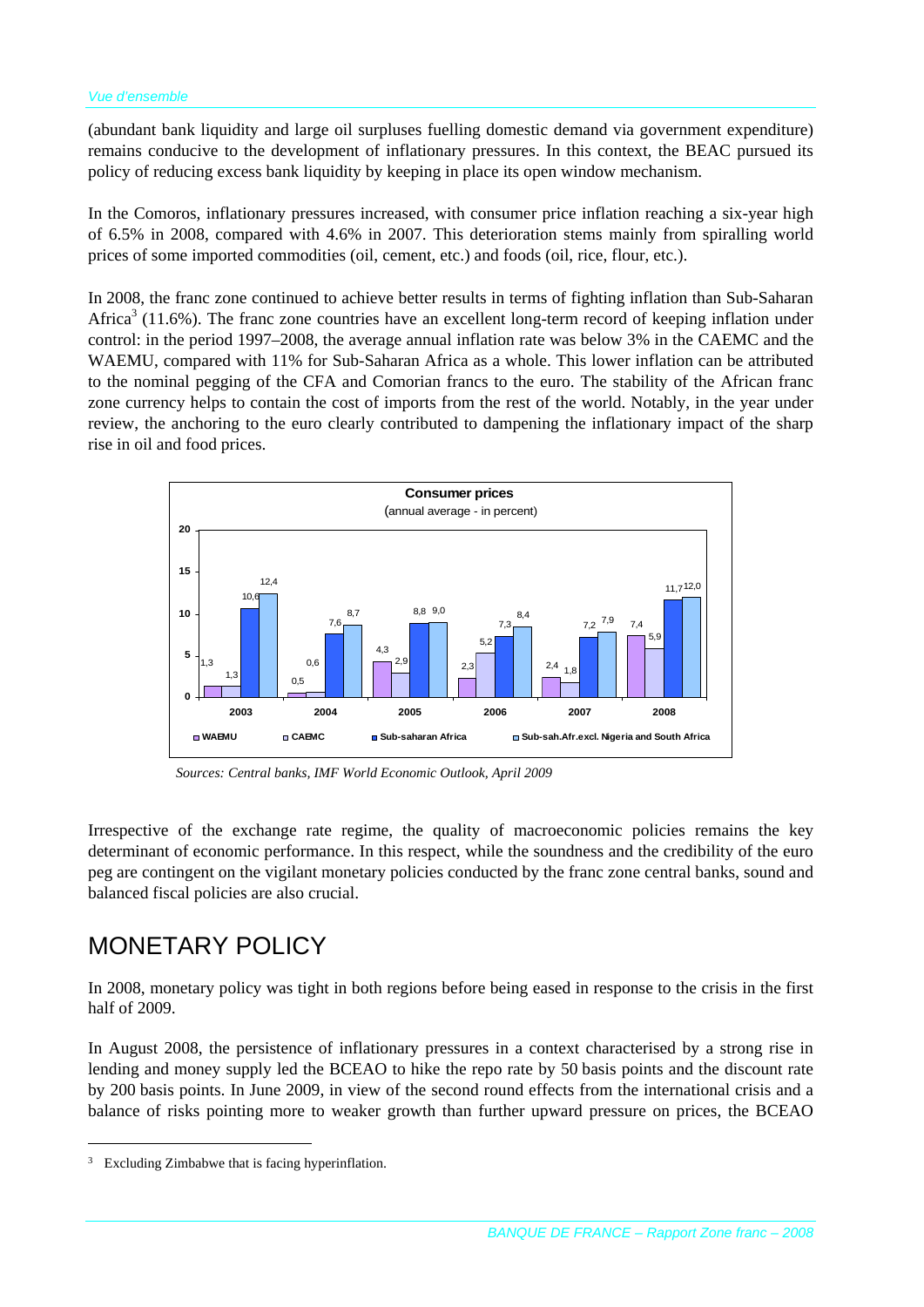(abundant bank liquidity and large oil surpluses fuelling domestic demand via government expenditure) remains conducive to the development of inflationary pressures. In this context, the BEAC pursued its policy of reducing excess bank liquidity by keeping in place its open window mechanism.

In the Comoros, inflationary pressures increased, with consumer price inflation reaching a six-year high of 6.5% in 2008, compared with 4.6% in 2007. This deterioration stems mainly from spiralling world prices of some imported commodities (oil, cement, etc.) and foods (oil, rice, flour, etc.).

In 2008, the franc zone continued to achieve better results in terms of fighting inflation than Sub-Saharan Africa[3] (11.6%). The franc zone countries have an excellent long-term record of keeping inflation under control: in the period 1997–2008, the average annual inflation rate was below 3% in the CAEMC and the WAEMU, compared with 11% for Sub-Saharan Africa as a whole. This lower inflation can be attributed to the nominal pegging of the CFA and Comorian francs to the euro. The stability of the African franc zone currency helps to contain the cost of imports from the rest of the world. Notably, in the year under review, the anchoring to the euro clearly contributed to dampening the inflationary impact of the sharp rise in oil and food prices.

**Consumer prices**
(annual average - in percent)

| | 2003 | 2004 | 2005 | 2006 | 2007 | 2008 |
|---|---|---|---|---|---|---|
| WAEMU | 1,3 | 0,5 | 4,3 | 2,3 | 2,4 | 7,4 |
| CAEMC | 1,3 | 0,6 | 2,9 | 5,2 | 1,8 | 5,9 |
| Sub-saharan Africa | 10,6 | 7,6 | 8,8 | 7,3 | 7,2 | 11,7 |
| Sub-sah.Afr.excl. Nigeria and South Africa | 12,4 | 8,7 | 9,0 | 8,4 | 7,9 | 12,0 |

*Sources: Central banks, IMF World Economic Outlook, April 2009*

Irrespective of the exchange rate regime, the quality of macroeconomic policies remains the key determinant of economic performance. In this respect, while the soundness and the credibility of the euro peg are contingent on the vigilant monetary policies conducted by the franc zone central banks, sound and balanced fiscal policies are also crucial.

# MONETARY POLICY

In 2008, monetary policy was tight in both regions before being eased in response to the crisis in the first half of 2009.

In August 2008, the persistence of inflationary pressures in a context characterised by a strong rise in lending and money supply led the BCEAO to hike the repo rate by 50 basis points and the discount rate by 200 basis points. In June 2009, in view of the second round effects from the international crisis and a balance of risks pointing more to weaker growth than further upward pressure on prices, the BCEAO

[3] Excluding Zimbabwe that is facing hyperinflation.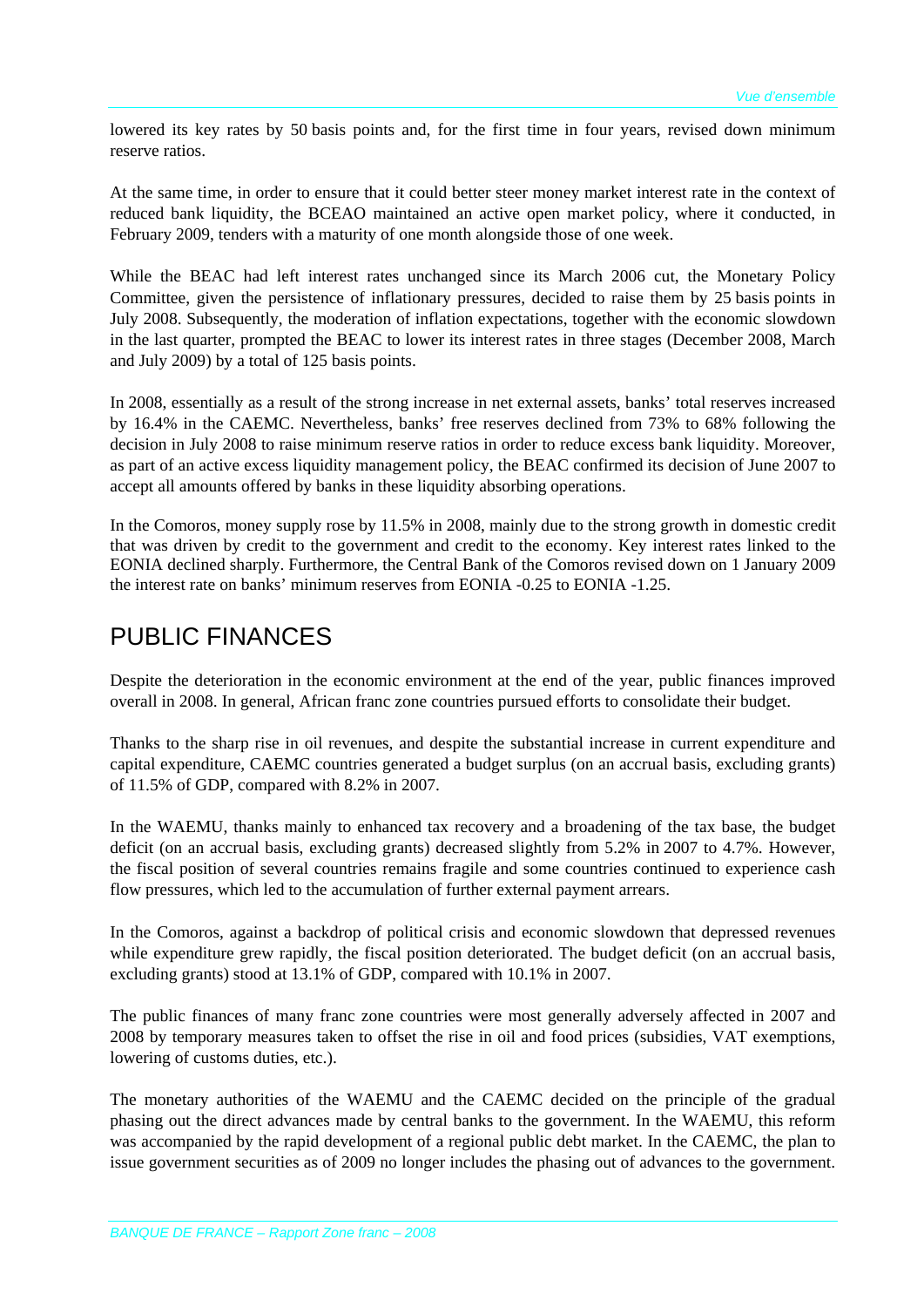lowered its key rates by 50 basis points and, for the first time in four years, revised down minimum reserve ratios.

At the same time, in order to ensure that it could better steer money market interest rate in the context of reduced bank liquidity, the BCEAO maintained an active open market policy, where it conducted, in February 2009, tenders with a maturity of one month alongside those of one week.

While the BEAC had left interest rates unchanged since its March 2006 cut, the Monetary Policy Committee, given the persistence of inflationary pressures, decided to raise them by 25 basis points in July 2008. Subsequently, the moderation of inflation expectations, together with the economic slowdown in the last quarter, prompted the BEAC to lower its interest rates in three stages (December 2008, March and July 2009) by a total of 125 basis points.

In 2008, essentially as a result of the strong increase in net external assets, banks' total reserves increased by 16.4% in the CAEMC. Nevertheless, banks' free reserves declined from 73% to 68% following the decision in July 2008 to raise minimum reserve ratios in order to reduce excess bank liquidity. Moreover, as part of an active excess liquidity management policy, the BEAC confirmed its decision of June 2007 to accept all amounts offered by banks in these liquidity absorbing operations.

In the Comoros, money supply rose by 11.5% in 2008, mainly due to the strong growth in domestic credit that was driven by credit to the government and credit to the economy. Key interest rates linked to the EONIA declined sharply. Furthermore, the Central Bank of the Comoros revised down on 1 January 2009 the interest rate on banks' minimum reserves from EONIA -0.25 to EONIA -1.25.

# PUBLIC FINANCES

Despite the deterioration in the economic environment at the end of the year, public finances improved overall in 2008. In general, African franc zone countries pursued efforts to consolidate their budget.

Thanks to the sharp rise in oil revenues, and despite the substantial increase in current expenditure and capital expenditure, CAEMC countries generated a budget surplus (on an accrual basis, excluding grants) of 11.5% of GDP, compared with 8.2% in 2007.

In the WAEMU, thanks mainly to enhanced tax recovery and a broadening of the tax base, the budget deficit (on an accrual basis, excluding grants) decreased slightly from 5.2% in 2007 to 4.7%. However, the fiscal position of several countries remains fragile and some countries continued to experience cash flow pressures, which led to the accumulation of further external payment arrears.

In the Comoros, against a backdrop of political crisis and economic slowdown that depressed revenues while expenditure grew rapidly, the fiscal position deteriorated. The budget deficit (on an accrual basis, excluding grants) stood at 13.1% of GDP, compared with 10.1% in 2007.

The public finances of many franc zone countries were most generally adversely affected in 2007 and 2008 by temporary measures taken to offset the rise in oil and food prices (subsidies, VAT exemptions, lowering of customs duties, etc.).

The monetary authorities of the WAEMU and the CAEMC decided on the principle of the gradual phasing out the direct advances made by central banks to the government. In the WAEMU, this reform was accompanied by the rapid development of a regional public debt market. In the CAEMC, the plan to issue government securities as of 2009 no longer includes the phasing out of advances to the government.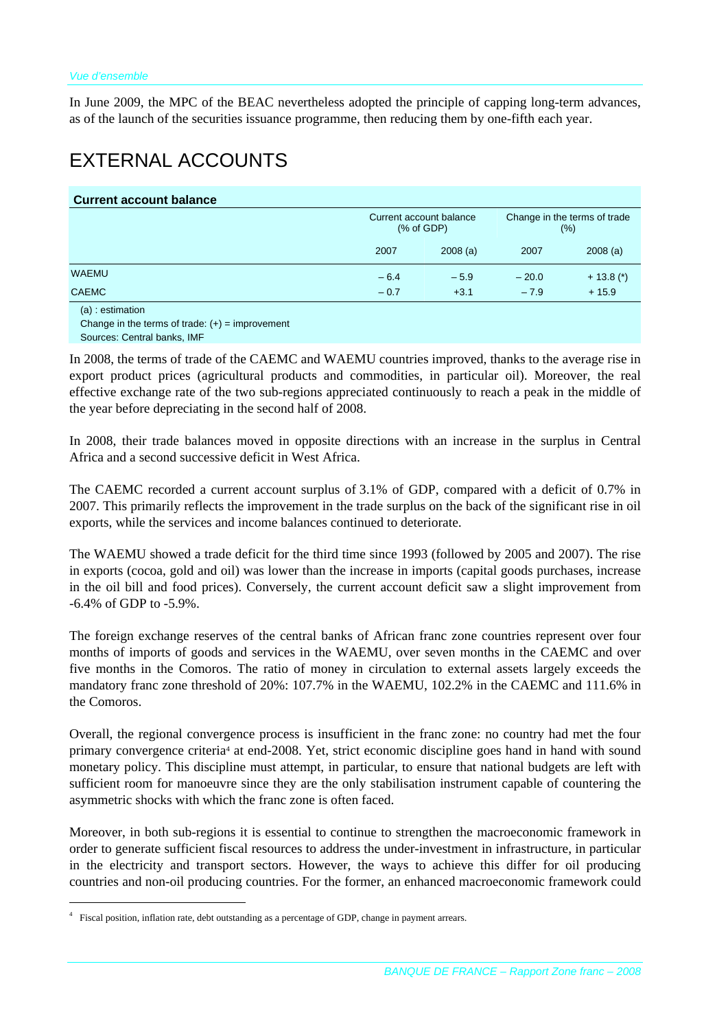In June 2009, the MPC of the BEAC nevertheless adopted the principle of capping long-term advances, as of the launch of the securities issuance programme, then reducing them by one-fifth each year.

# EXTERNAL ACCOUNTS

**Current account balance**

| | Current account balance (% of GDP) | | Change in the terms of trade (%) | |
|---|---|---|---|---|
| | 2007 | 2008 (a) | 2007 | 2008 (a) |
| WAEMU | – 6.4 | – 5.9 | – 20.0 | + 13.8 (*) |
| CAEMC | – 0.7 | +3.1 | – 7.9 | + 15.9 |

(a) : estimation
Change in the terms of trade: (+) = improvement
Sources: Central banks, IMF

In 2008, the terms of trade of the CAEMC and WAEMU countries improved, thanks to the average rise in export product prices (agricultural products and commodities, in particular oil). Moreover, the real effective exchange rate of the two sub-regions appreciated continuously to reach a peak in the middle of the year before depreciating in the second half of 2008.

In 2008, their trade balances moved in opposite directions with an increase in the surplus in Central Africa and a second successive deficit in West Africa.

The CAEMC recorded a current account surplus of 3.1% of GDP, compared with a deficit of 0.7% in 2007. This primarily reflects the improvement in the trade surplus on the back of the significant rise in oil exports, while the services and income balances continued to deteriorate.

The WAEMU showed a trade deficit for the third time since 1993 (followed by 2005 and 2007). The rise in exports (cocoa, gold and oil) was lower than the increase in imports (capital goods purchases, increase in the oil bill and food prices). Conversely, the current account deficit saw a slight improvement from -6.4% of GDP to -5.9%.

The foreign exchange reserves of the central banks of African franc zone countries represent over four months of imports of goods and services in the WAEMU, over seven months in the CAEMC and over five months in the Comoros. The ratio of money in circulation to external assets largely exceeds the mandatory franc zone threshold of 20%: 107.7% in the WAEMU, 102.2% in the CAEMC and 111.6% in the Comoros.

Overall, the regional convergence process is insufficient in the franc zone: no country had met the four primary convergence criteria[4] at end-2008. Yet, strict economic discipline goes hand in hand with sound monetary policy. This discipline must attempt, in particular, to ensure that national budgets are left with sufficient room for manoeuvre since they are the only stabilisation instrument capable of countering the asymmetric shocks with which the franc zone is often faced.

Moreover, in both sub-regions it is essential to continue to strengthen the macroeconomic framework in order to generate sufficient fiscal resources to address the under-investment in infrastructure, in particular in the electricity and transport sectors. However, the ways to achieve this differ for oil producing countries and non-oil producing countries. For the former, an enhanced macroeconomic framework could

[4] Fiscal position, inflation rate, debt outstanding as a percentage of GDP, change in payment arrears.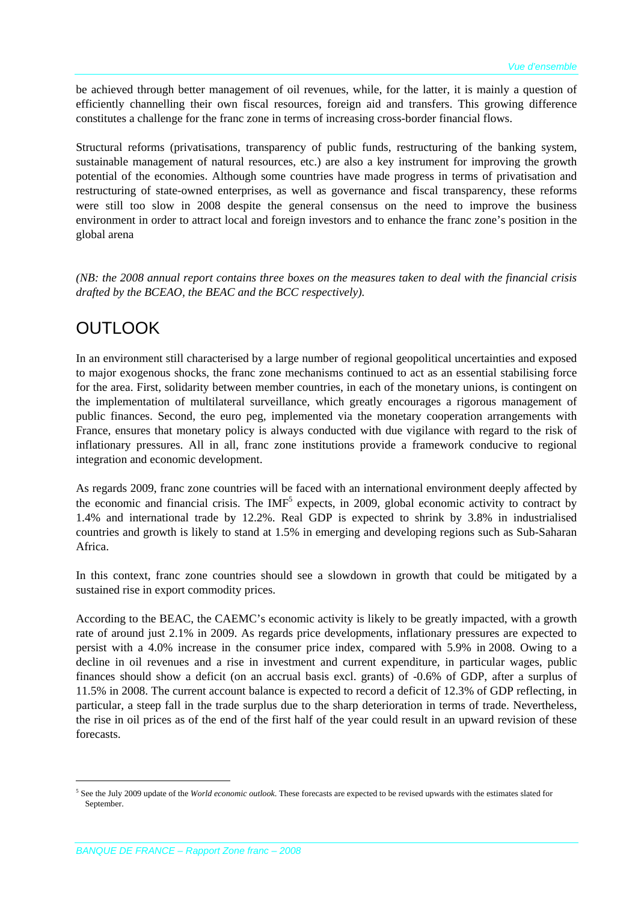be achieved through better management of oil revenues, while, for the latter, it is mainly a question of efficiently channelling their own fiscal resources, foreign aid and transfers. This growing difference constitutes a challenge for the franc zone in terms of increasing cross-border financial flows.

Structural reforms (privatisations, transparency of public funds, restructuring of the banking system, sustainable management of natural resources, etc.) are also a key instrument for improving the growth potential of the economies. Although some countries have made progress in terms of privatisation and restructuring of state-owned enterprises, as well as governance and fiscal transparency, these reforms were still too slow in 2008 despite the general consensus on the need to improve the business environment in order to attract local and foreign investors and to enhance the franc zone's position in the global arena

*(NB: the 2008 annual report contains three boxes on the measures taken to deal with the financial crisis drafted by the BCEAO, the BEAC and the BCC respectively).*

# OUTLOOK

In an environment still characterised by a large number of regional geopolitical uncertainties and exposed to major exogenous shocks, the franc zone mechanisms continued to act as an essential stabilising force for the area. First, solidarity between member countries, in each of the monetary unions, is contingent on the implementation of multilateral surveillance, which greatly encourages a rigorous management of public finances. Second, the euro peg, implemented via the monetary cooperation arrangements with France, ensures that monetary policy is always conducted with due vigilance with regard to the risk of inflationary pressures. All in all, franc zone institutions provide a framework conducive to regional integration and economic development.

As regards 2009, franc zone countries will be faced with an international environment deeply affected by the economic and financial crisis. The IMF[5] expects, in 2009, global economic activity to contract by 1.4% and international trade by 12.2%. Real GDP is expected to shrink by 3.8% in industrialised countries and growth is likely to stand at 1.5% in emerging and developing regions such as Sub-Saharan Africa.

In this context, franc zone countries should see a slowdown in growth that could be mitigated by a sustained rise in export commodity prices.

According to the BEAC, the CAEMC's economic activity is likely to be greatly impacted, with a growth rate of around just 2.1% in 2009. As regards price developments, inflationary pressures are expected to persist with a 4.0% increase in the consumer price index, compared with 5.9% in 2008. Owing to a decline in oil revenues and a rise in investment and current expenditure, in particular wages, public finances should show a deficit (on an accrual basis excl. grants) of -0.6% of GDP, after a surplus of 11.5% in 2008. The current account balance is expected to record a deficit of 12.3% of GDP reflecting, in particular, a steep fall in the trade surplus due to the sharp deterioration in terms of trade. Nevertheless, the rise in oil prices as of the end of the first half of the year could result in an upward revision of these forecasts.

---

[5] See the July 2009 update of the *World economic outlook*. These forecasts are expected to be revised upwards with the estimates slated for September.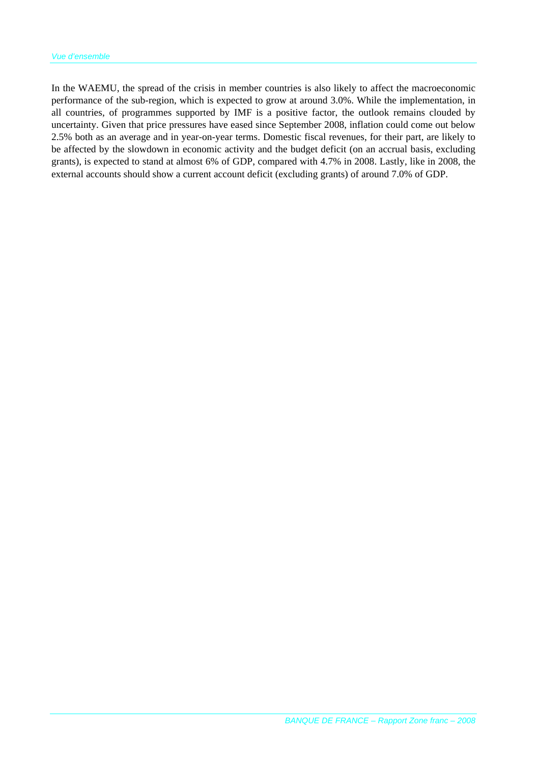In the WAEMU, the spread of the crisis in member countries is also likely to affect the macroeconomic performance of the sub-region, which is expected to grow at around 3.0%. While the implementation, in all countries, of programmes supported by IMF is a positive factor, the outlook remains clouded by uncertainty. Given that price pressures have eased since September 2008, inflation could come out below 2.5% both as an average and in year-on-year terms. Domestic fiscal revenues, for their part, are likely to be affected by the slowdown in economic activity and the budget deficit (on an accrual basis, excluding grants), is expected to stand at almost 6% of GDP, compared with 4.7% in 2008. Lastly, like in 2008, the external accounts should show a current account deficit (excluding grants) of around 7.0% of GDP.